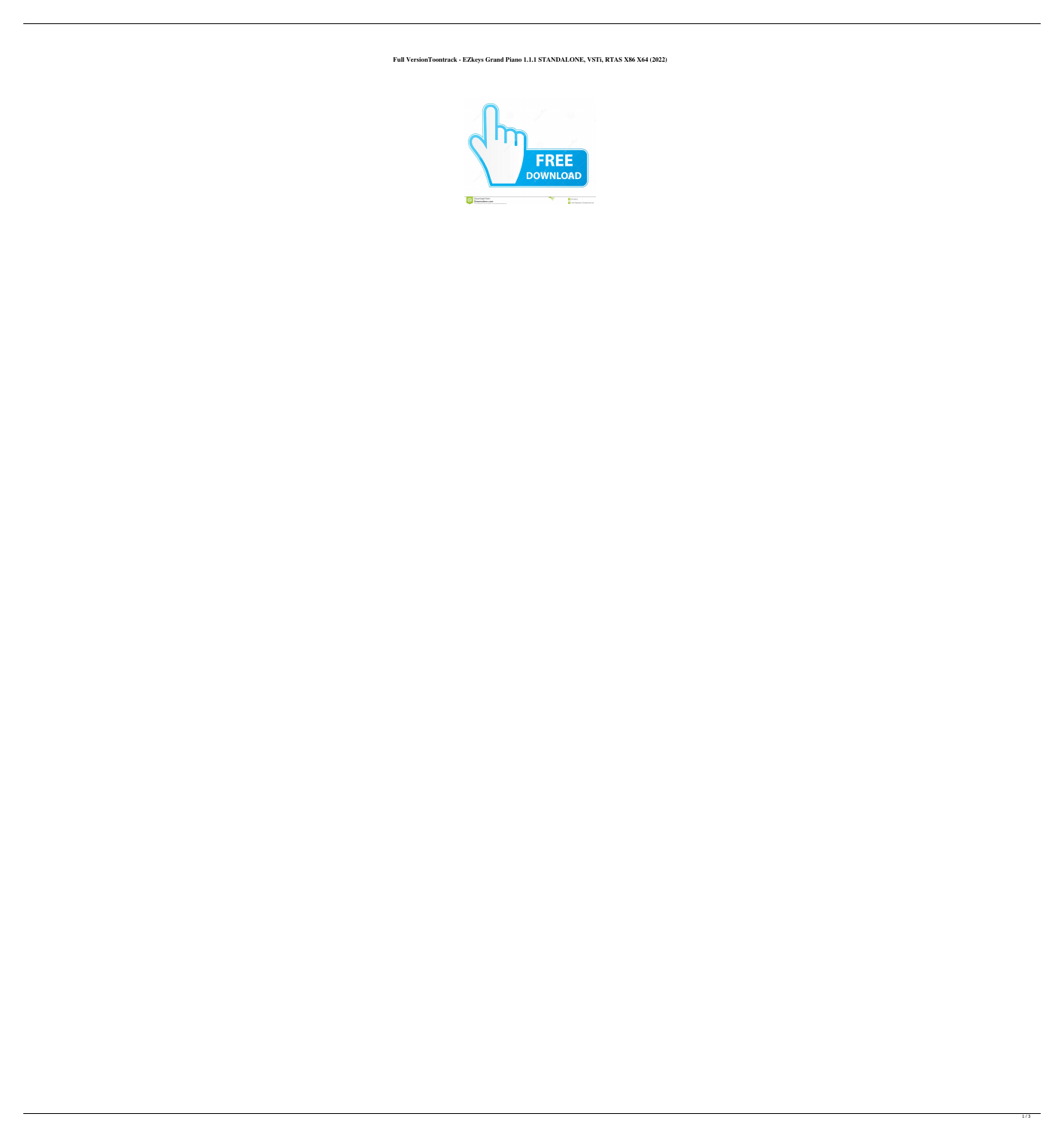**Full VersionToontrack - EZkeys Grand Piano 1.1.1 STANDALONE, VSTi, RTAS X86 X64 (2022)**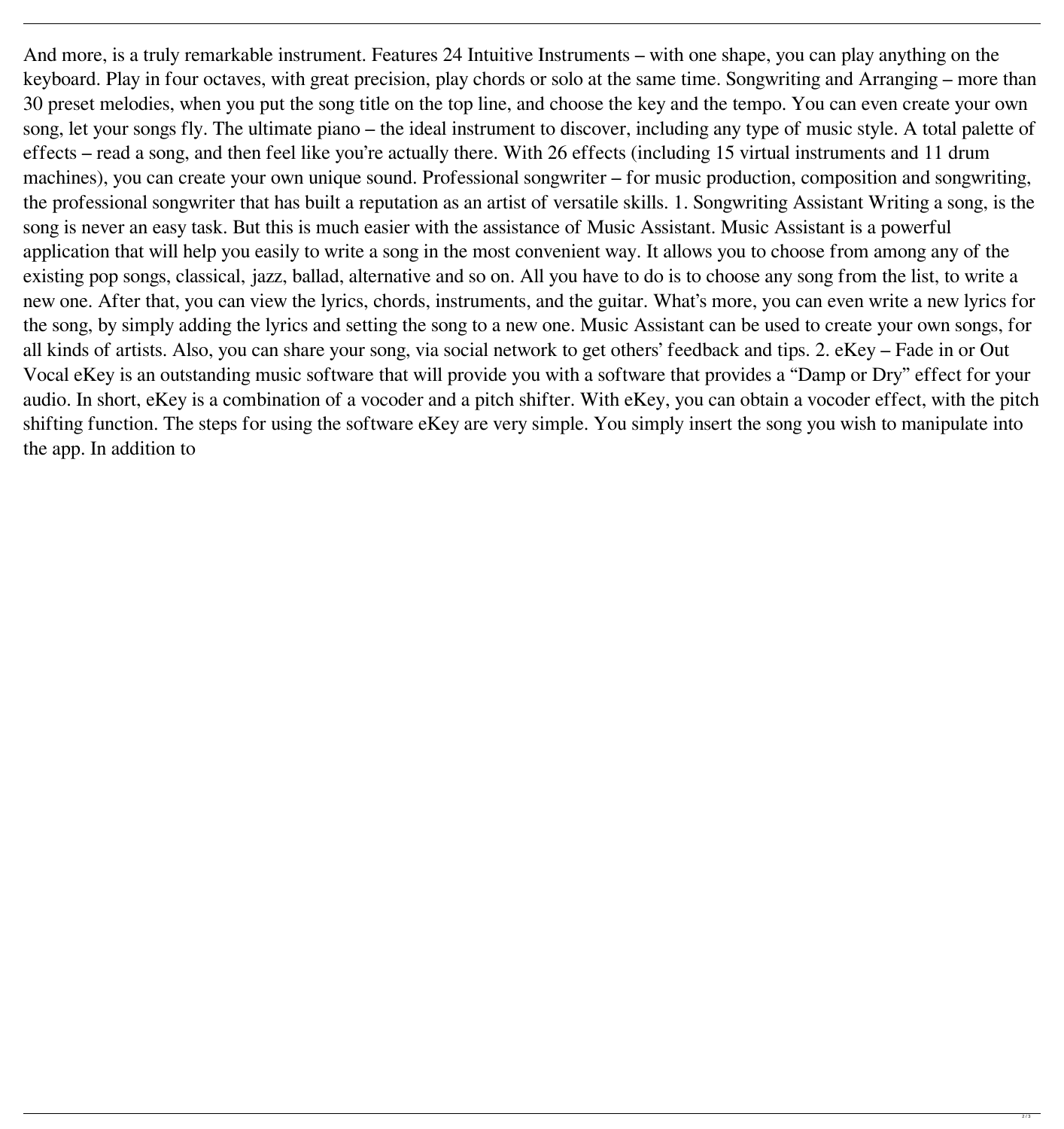And more, is a truly remarkable instrument. Features 24 Intuitive Instruments – with one shape, you can play anything on the keyboard. Play in four octaves, with great precision, play chords or solo at the same time. Songwriting and Arranging – more than 30 preset melodies, when you put the song title on the top line, and choose the key and the tempo. You can even create your own song, let your songs fly. The ultimate piano – the ideal instrument to discover, including any type of music style. A total palette of effects – read a song, and then feel like you're actually there. With 26 effects (including 15 virtual instruments and 11 drum machines), you can create your own unique sound. Professional songwriter – for music production, composition and songwriting, the professional songwriter that has built a reputation as an artist of versatile skills. 1. Songwriting Assistant Writing a song, is the song is never an easy task. But this is much easier with the assistance of Music Assistant. Music Assistant is a powerful application that will help you easily to write a song in the most convenient way. It allows you to choose from among any of the existing pop songs, classical, jazz, ballad, alternative and so on. All you have to do is to choose any song from the list, to write a new one. After that, you can view the lyrics, chords, instruments, and the guitar. What's more, you can even write a new lyrics for the song, by simply adding the lyrics and setting the song to a new one. Music Assistant can be used to create your own songs, for all kinds of artists. Also, you can share your song, via social network to get others' feedback and tips. 2. eKey – Fade in or Out Vocal eKey is an outstanding music software that will provide you with a software that provides a "Damp or Dry" effect for your audio. In short, eKey is a combination of a vocoder and a pitch shifter. With eKey, you can obtain a vocoder effect, with the pitch shifting function. The steps for using the software eKey are very simple. You simply insert the song you wish to manipulate into the app. In addition to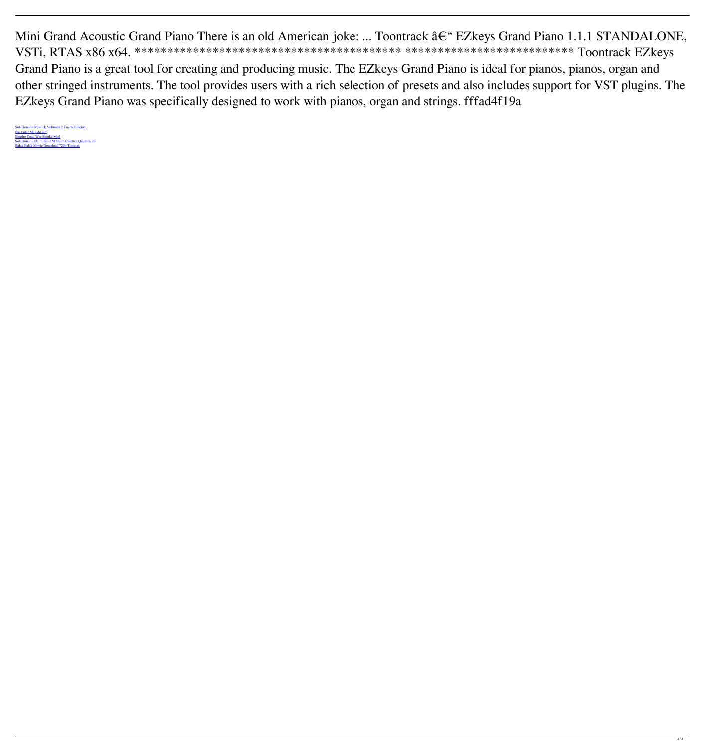Mini Grand Acoustic Grand Piano There is an old American joke: ... Toontrack â€“ EZkeys Grand Piano 1.1.1 STANDALONE, VSTi, RTAS x86 x64. *************************************** ************************** Toontrack EZkeys Grand Piano is a great tool for creating and producing music. The EZkeys Grand Piano is ideal for pianos, pianos, organ and other stringed instruments. The tool provides users with a rich selection of presets and also includes support for VST plugins. The EZkeys Grand Piano was specifically designed to work with pianos, organ and strings. fffad4f19a

[Solucionario Resnick Volumen 2 Cuarta Edicion](#)
[Bas Gitar Metodu.pdf](#)
[Empire Total War Smoke Mod](#)
[Solucionario Del Libro J M Smith Cinetica Quimica 20](#)
[Balak Palak Movie Download 720p Torrents](#)